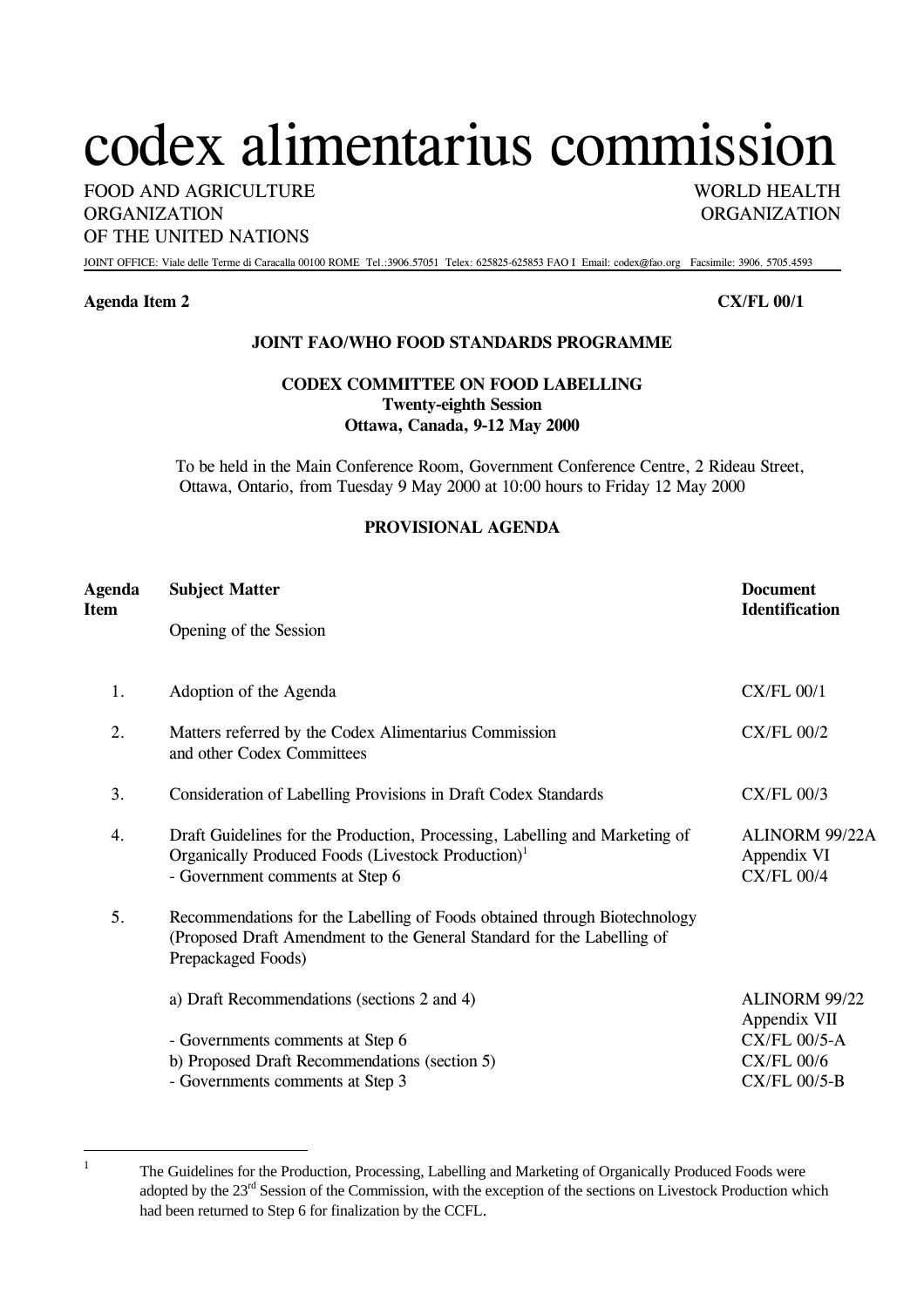# codex alimentarius commission

FOOD AND AGRICULTURE ORGANIZATION OF THE UNITED NATIONS

WORLD HEALTH ORGANIZATION

JOINT OFFICE: Viale delle Terme di Caracalla 00100 ROME Tel.:3906.57051 Telex: 625825-625853 FAO I Email: codex@fao.org Facsimile: 3906. 5705.4593

**Agenda Item 2** **CX/FL 00/1**

**JOINT FAO/WHO FOOD STANDARDS PROGRAMME**

**CODEX COMMITTEE ON FOOD LABELLING**
**Twenty-eighth Session**
**Ottawa, Canada, 9-12 May 2000**

To be held in the Main Conference Room, Government Conference Centre, 2 Rideau Street, Ottawa, Ontario, from Tuesday 9 May 2000 at 10:00 hours to Friday 12 May 2000

**PROVISIONAL AGENDA**

| Agenda Item | Subject Matter | Document Identification |
|---|---|---|
| | Opening of the Session | |
| 1. | Adoption of the Agenda | CX/FL 00/1 |
| 2. | Matters referred by the Codex Alimentarius Commission and other Codex Committees | CX/FL 00/2 |
| 3. | Consideration of Labelling Provisions in Draft Codex Standards | CX/FL 00/3 |
| 4. | Draft Guidelines for the Production, Processing, Labelling and Marketing of Organically Produced Foods (Livestock Production)[1] | ALINORM 99/22A Appendix VI |
| | - Government comments at Step 6 | CX/FL 00/4 |
| 5. | Recommendations for the Labelling of Foods obtained through Biotechnology (Proposed Draft Amendment to the General Standard for the Labelling of Prepackaged Foods) | |
| | a) Draft Recommendations (sections 2 and 4) | ALINORM 99/22 Appendix VII |
| | - Governments comments at Step 6 | CX/FL 00/5-A |
| | b) Proposed Draft Recommendations (section 5) | CX/FL 00/6 |
| | - Governments comments at Step 3 | CX/FL 00/5-B |

[1] The Guidelines for the Production, Processing, Labelling and Marketing of Organically Produced Foods were adopted by the 23rd Session of the Commission, with the exception of the sections on Livestock Production which had been returned to Step 6 for finalization by the CCFL.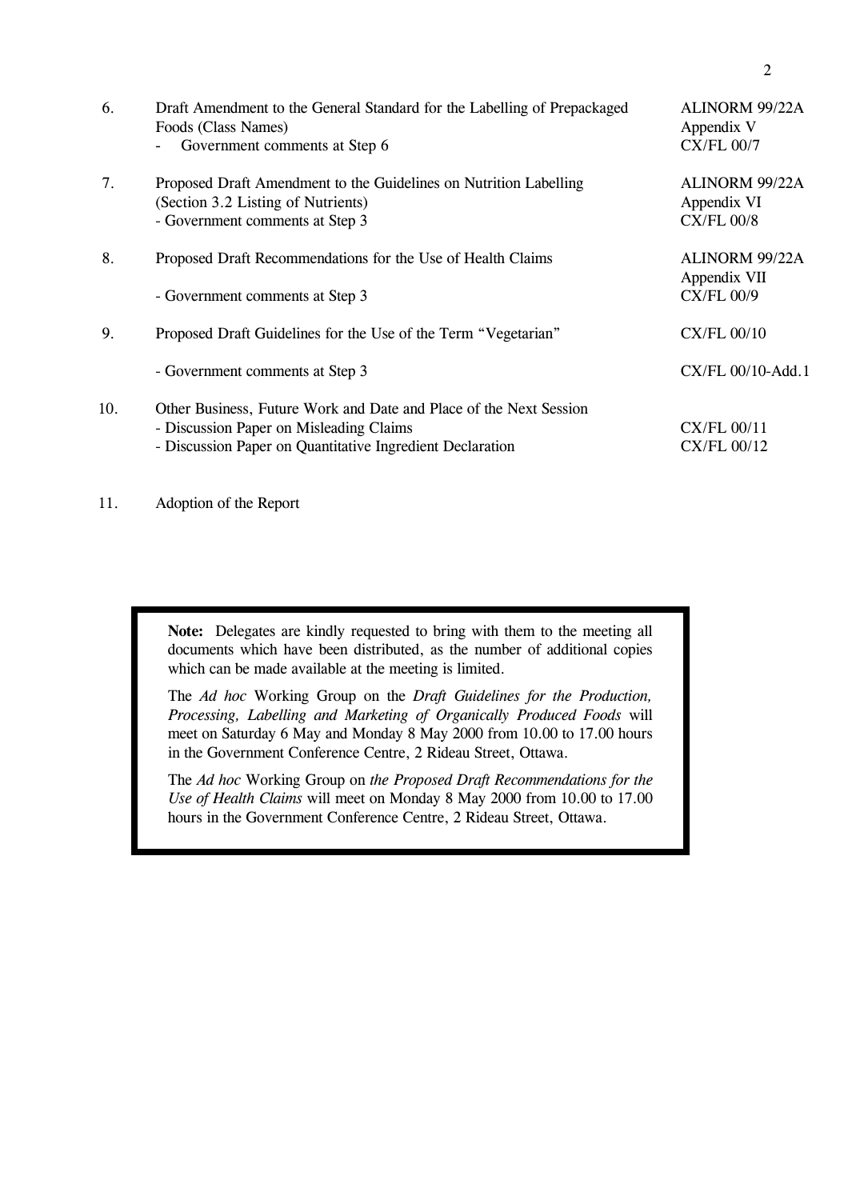| | | |
|---|---|---|
| 6. | Draft Amendment to the General Standard for the Labelling of Prepackaged Foods (Class Names)<br>- Government comments at Step 6 | ALINORM 99/22A Appendix V<br>CX/FL 00/7 |
| 7. | Proposed Draft Amendment to the Guidelines on Nutrition Labelling (Section 3.2 Listing of Nutrients)<br>- Government comments at Step 3 | ALINORM 99/22A Appendix VI<br>CX/FL 00/8 |
| 8. | Proposed Draft Recommendations for the Use of Health Claims<br>- Government comments at Step 3 | ALINORM 99/22A Appendix VII<br>CX/FL 00/9 |
| 9. | Proposed Draft Guidelines for the Use of the Term "Vegetarian"<br>- Government comments at Step 3 | CX/FL 00/10<br>CX/FL 00/10-Add.1 |
| 10. | Other Business, Future Work and Date and Place of the Next Session<br>- Discussion Paper on Misleading Claims<br>- Discussion Paper on Quantitative Ingredient Declaration | <br>CX/FL 00/11<br>CX/FL 00/12 |
| 11. | Adoption of the Report | |

**Note:** Delegates are kindly requested to bring with them to the meeting all documents which have been distributed, as the number of additional copies which can be made available at the meeting is limited.

The *Ad hoc* Working Group on the *Draft Guidelines for the Production, Processing, Labelling and Marketing of Organically Produced Foods* will meet on Saturday 6 May and Monday 8 May 2000 from 10.00 to 17.00 hours in the Government Conference Centre, 2 Rideau Street, Ottawa.

The *Ad hoc* Working Group on *the Proposed Draft Recommendations for the Use of Health Claims* will meet on Monday 8 May 2000 from 10.00 to 17.00 hours in the Government Conference Centre, 2 Rideau Street, Ottawa.